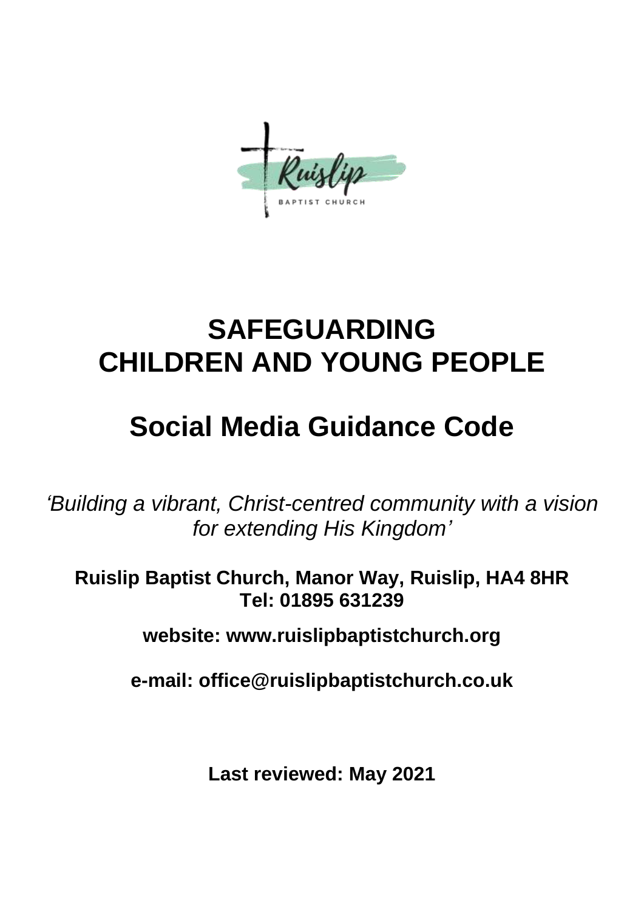Ruislip
BAPTIST CHURCH

# SAFEGUARDING CHILDREN AND YOUNG PEOPLE

# Social Media Guidance Code

*'Building a vibrant, Christ-centred community with a vision for extending His Kingdom'*

**Ruislip Baptist Church, Manor Way, Ruislip, HA4 8HR**
**Tel: 01895 631239**

**website: www.ruislipbaptistchurch.org**

**e-mail: office@ruislipbaptistchurch.co.uk**

**Last reviewed: May 2021**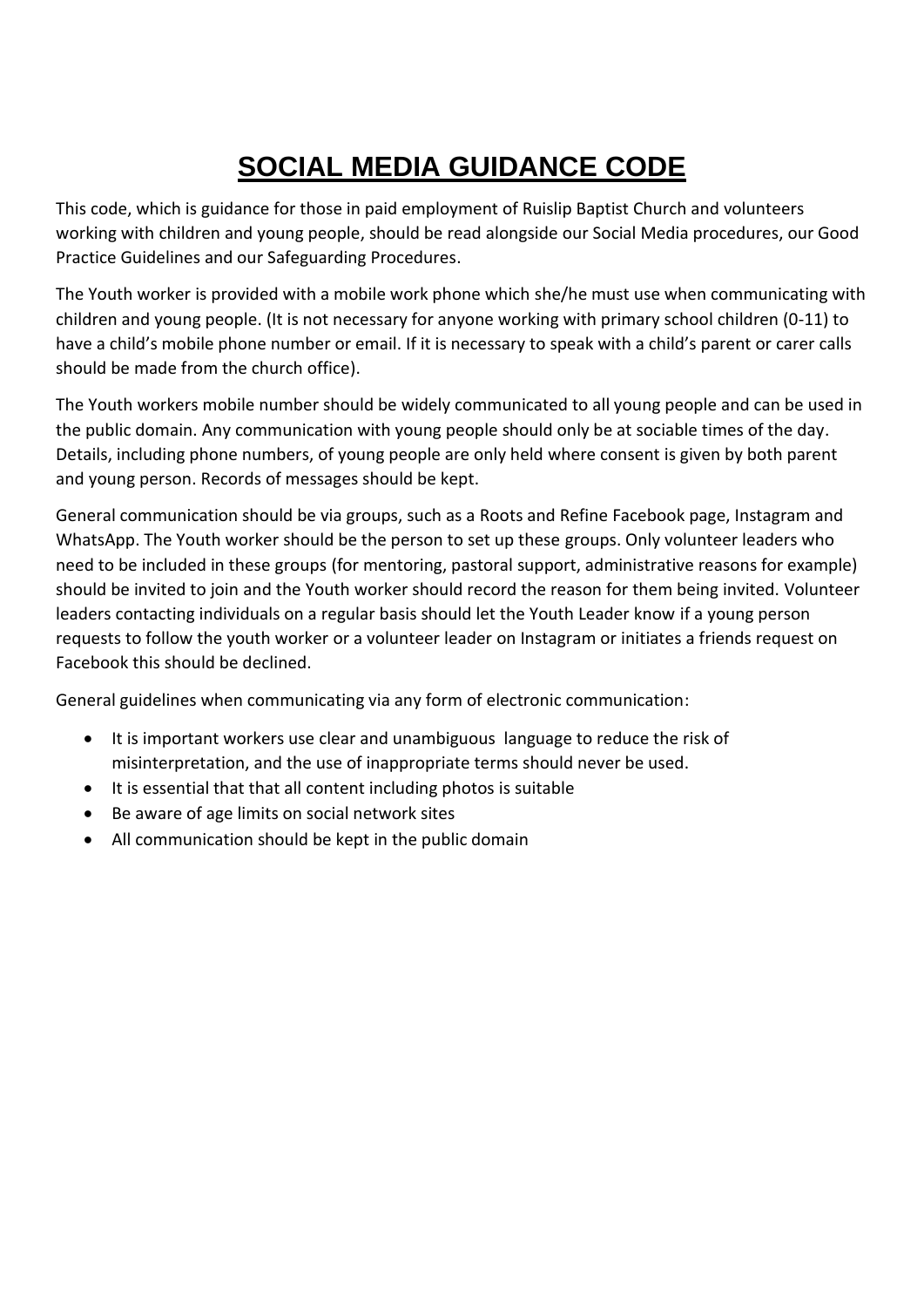# SOCIAL MEDIA GUIDANCE CODE

This code, which is guidance for those in paid employment of Ruislip Baptist Church and volunteers working with children and young people, should be read alongside our Social Media procedures, our Good Practice Guidelines and our Safeguarding Procedures.

The Youth worker is provided with a mobile work phone which she/he must use when communicating with children and young people. (It is not necessary for anyone working with primary school children (0-11) to have a child's mobile phone number or email. If it is necessary to speak with a child's parent or carer calls should be made from the church office).

The Youth workers mobile number should be widely communicated to all young people and can be used in the public domain. Any communication with young people should only be at sociable times of the day. Details, including phone numbers, of young people are only held where consent is given by both parent and young person. Records of messages should be kept.

General communication should be via groups, such as a Roots and Refine Facebook page, Instagram and WhatsApp. The Youth worker should be the person to set up these groups. Only volunteer leaders who need to be included in these groups (for mentoring, pastoral support, administrative reasons for example) should be invited to join and the Youth worker should record the reason for them being invited. Volunteer leaders contacting individuals on a regular basis should let the Youth Leader know if a young person requests to follow the youth worker or a volunteer leader on Instagram or initiates a friends request on Facebook this should be declined.

General guidelines when communicating via any form of electronic communication:

- It is important workers use clear and unambiguous language to reduce the risk of misinterpretation, and the use of inappropriate terms should never be used.
- It is essential that that all content including photos is suitable
- Be aware of age limits on social network sites
- All communication should be kept in the public domain